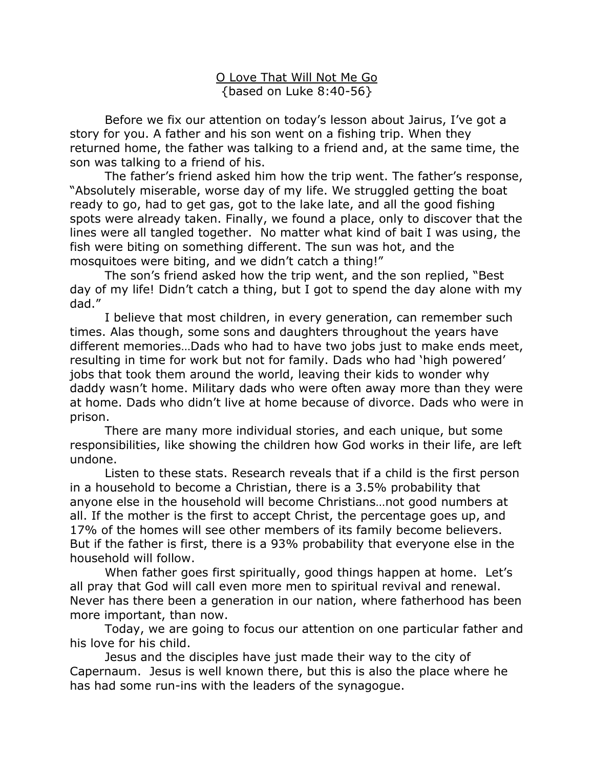O Love That Will Not Me Go
{based on Luke 8:40-56}

Before we fix our attention on today's lesson about Jairus, I've got a story for you. A father and his son went on a fishing trip. When they returned home, the father was talking to a friend and, at the same time, the son was talking to a friend of his.

The father's friend asked him how the trip went. The father's response, "Absolutely miserable, worse day of my life. We struggled getting the boat ready to go, had to get gas, got to the lake late, and all the good fishing spots were already taken. Finally, we found a place, only to discover that the lines were all tangled together. No matter what kind of bait I was using, the fish were biting on something different. The sun was hot, and the mosquitoes were biting, and we didn't catch a thing!"

The son's friend asked how the trip went, and the son replied, "Best day of my life! Didn't catch a thing, but I got to spend the day alone with my dad."

I believe that most children, in every generation, can remember such times. Alas though, some sons and daughters throughout the years have different memories…Dads who had to have two jobs just to make ends meet, resulting in time for work but not for family. Dads who had 'high powered' jobs that took them around the world, leaving their kids to wonder why daddy wasn't home. Military dads who were often away more than they were at home. Dads who didn't live at home because of divorce. Dads who were in prison.

There are many more individual stories, and each unique, but some responsibilities, like showing the children how God works in their life, are left undone.

Listen to these stats. Research reveals that if a child is the first person in a household to become a Christian, there is a 3.5% probability that anyone else in the household will become Christians…not good numbers at all. If the mother is the first to accept Christ, the percentage goes up, and 17% of the homes will see other members of its family become believers. But if the father is first, there is a 93% probability that everyone else in the household will follow.

When father goes first spiritually, good things happen at home. Let's all pray that God will call even more men to spiritual revival and renewal. Never has there been a generation in our nation, where fatherhood has been more important, than now.

Today, we are going to focus our attention on one particular father and his love for his child.

Jesus and the disciples have just made their way to the city of Capernaum. Jesus is well known there, but this is also the place where he has had some run-ins with the leaders of the synagogue.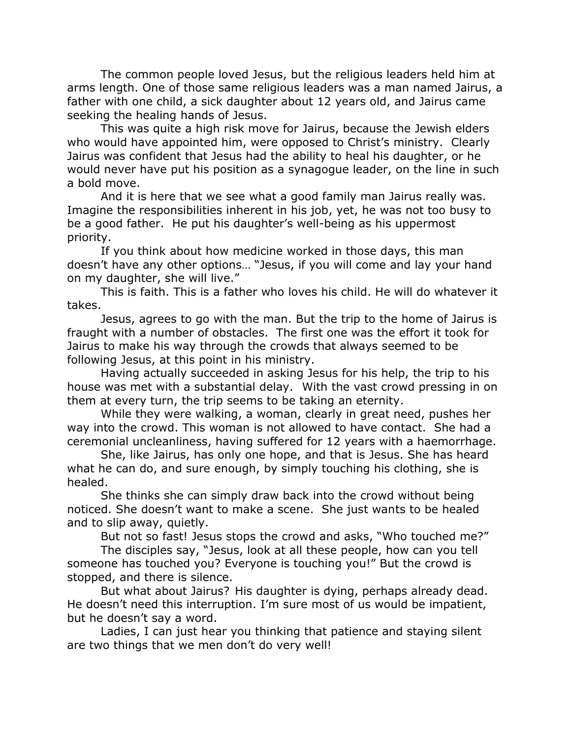The common people loved Jesus, but the religious leaders held him at arms length. One of those same religious leaders was a man named Jairus, a father with one child, a sick daughter about 12 years old, and Jairus came seeking the healing hands of Jesus.

This was quite a high risk move for Jairus, because the Jewish elders who would have appointed him, were opposed to Christ's ministry. Clearly Jairus was confident that Jesus had the ability to heal his daughter, or he would never have put his position as a synagogue leader, on the line in such a bold move.

And it is here that we see what a good family man Jairus really was. Imagine the responsibilities inherent in his job, yet, he was not too busy to be a good father. He put his daughter's well-being as his uppermost priority.

If you think about how medicine worked in those days, this man doesn't have any other options… "Jesus, if you will come and lay your hand on my daughter, she will live."

This is faith. This is a father who loves his child. He will do whatever it takes.

Jesus, agrees to go with the man. But the trip to the home of Jairus is fraught with a number of obstacles. The first one was the effort it took for Jairus to make his way through the crowds that always seemed to be following Jesus, at this point in his ministry.

Having actually succeeded in asking Jesus for his help, the trip to his house was met with a substantial delay. With the vast crowd pressing in on them at every turn, the trip seems to be taking an eternity.

While they were walking, a woman, clearly in great need, pushes her way into the crowd. This woman is not allowed to have contact. She had a ceremonial uncleanliness, having suffered for 12 years with a haemorrhage.

She, like Jairus, has only one hope, and that is Jesus. She has heard what he can do, and sure enough, by simply touching his clothing, she is healed.

She thinks she can simply draw back into the crowd without being noticed. She doesn't want to make a scene. She just wants to be healed and to slip away, quietly.

But not so fast! Jesus stops the crowd and asks, "Who touched me?"

The disciples say, "Jesus, look at all these people, how can you tell someone has touched you? Everyone is touching you!" But the crowd is stopped, and there is silence.

But what about Jairus? His daughter is dying, perhaps already dead. He doesn't need this interruption. I'm sure most of us would be impatient, but he doesn't say a word.

Ladies, I can just hear you thinking that patience and staying silent are two things that we men don't do very well!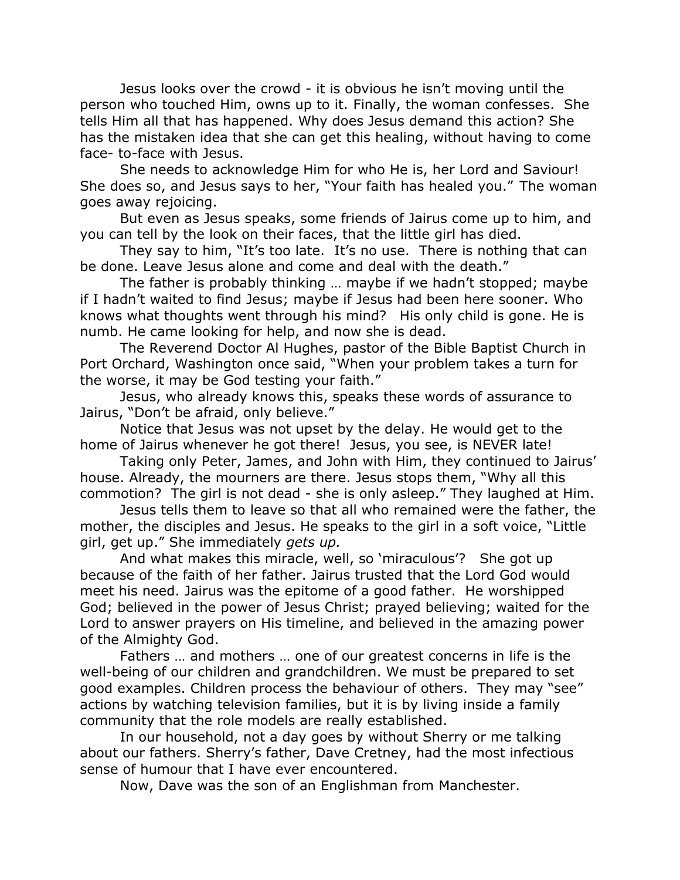Jesus looks over the crowd - it is obvious he isn't moving until the person who touched Him, owns up to it. Finally, the woman confesses. She tells Him all that has happened. Why does Jesus demand this action? She has the mistaken idea that she can get this healing, without having to come face- to-face with Jesus.

She needs to acknowledge Him for who He is, her Lord and Saviour! She does so, and Jesus says to her, "Your faith has healed you." The woman goes away rejoicing.

But even as Jesus speaks, some friends of Jairus come up to him, and you can tell by the look on their faces, that the little girl has died.

They say to him, "It's too late. It's no use. There is nothing that can be done. Leave Jesus alone and come and deal with the death."

The father is probably thinking … maybe if we hadn't stopped; maybe if I hadn't waited to find Jesus; maybe if Jesus had been here sooner. Who knows what thoughts went through his mind? His only child is gone. He is numb. He came looking for help, and now she is dead.

The Reverend Doctor Al Hughes, pastor of the Bible Baptist Church in Port Orchard, Washington once said, "When your problem takes a turn for the worse, it may be God testing your faith."

Jesus, who already knows this, speaks these words of assurance to Jairus, "Don't be afraid, only believe."

Notice that Jesus was not upset by the delay. He would get to the home of Jairus whenever he got there! Jesus, you see, is NEVER late!

Taking only Peter, James, and John with Him, they continued to Jairus' house. Already, the mourners are there. Jesus stops them, "Why all this commotion? The girl is not dead - she is only asleep." They laughed at Him.

Jesus tells them to leave so that all who remained were the father, the mother, the disciples and Jesus. He speaks to the girl in a soft voice, "Little girl, get up." She immediately *gets up.*

And what makes this miracle, well, so 'miraculous'? She got up because of the faith of her father. Jairus trusted that the Lord God would meet his need. Jairus was the epitome of a good father. He worshipped God; believed in the power of Jesus Christ; prayed believing; waited for the Lord to answer prayers on His timeline, and believed in the amazing power of the Almighty God.

Fathers … and mothers … one of our greatest concerns in life is the well-being of our children and grandchildren. We must be prepared to set good examples. Children process the behaviour of others. They may "see" actions by watching television families, but it is by living inside a family community that the role models are really established.

In our household, not a day goes by without Sherry or me talking about our fathers. Sherry's father, Dave Cretney, had the most infectious sense of humour that I have ever encountered.

Now, Dave was the son of an Englishman from Manchester.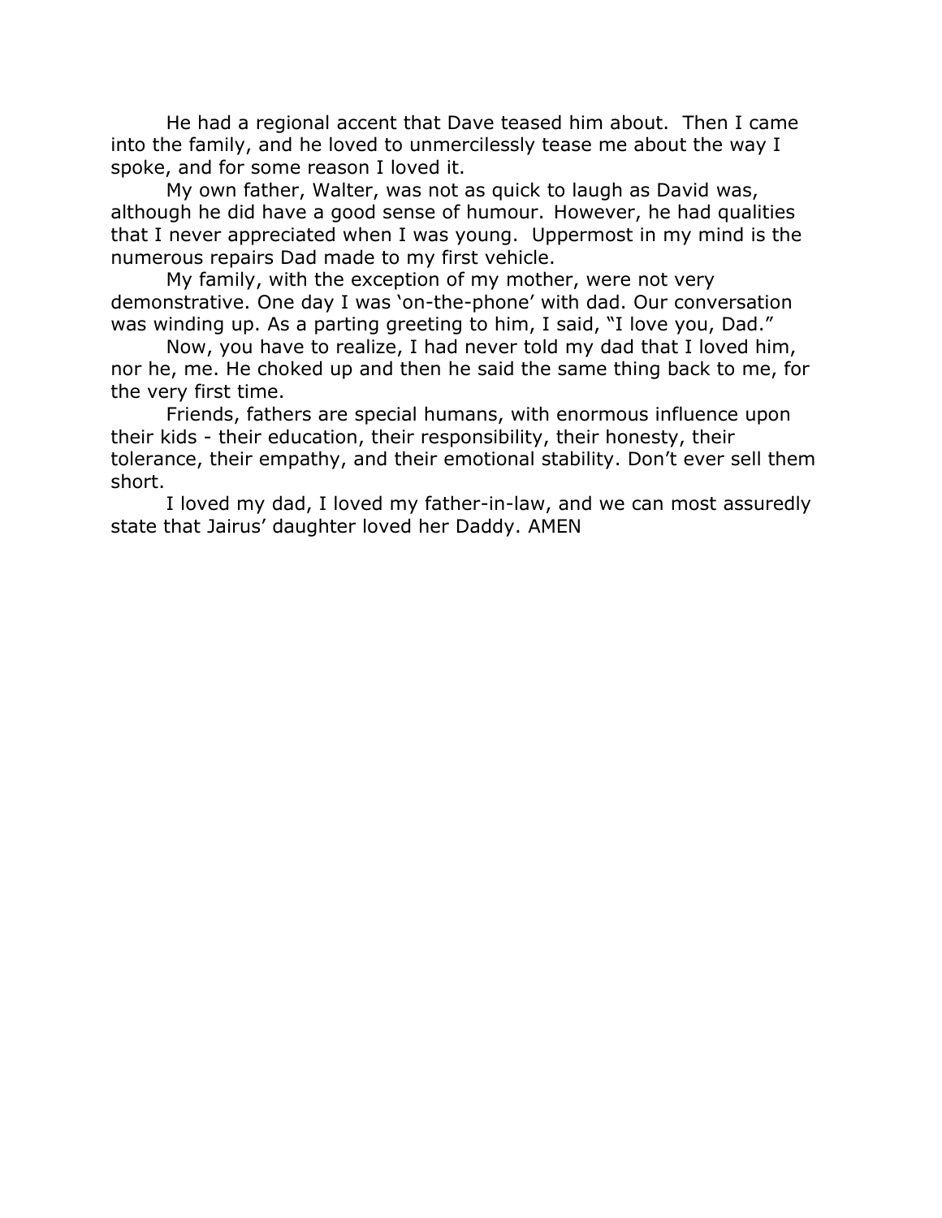He had a regional accent that Dave teased him about. Then I came into the family, and he loved to unmercilessly tease me about the way I spoke, and for some reason I loved it.

My own father, Walter, was not as quick to laugh as David was, although he did have a good sense of humour. However, he had qualities that I never appreciated when I was young. Uppermost in my mind is the numerous repairs Dad made to my first vehicle.

My family, with the exception of my mother, were not very demonstrative. One day I was 'on-the-phone' with dad. Our conversation was winding up. As a parting greeting to him, I said, "I love you, Dad."

Now, you have to realize, I had never told my dad that I loved him, nor he, me. He choked up and then he said the same thing back to me, for the very first time.

Friends, fathers are special humans, with enormous influence upon their kids - their education, their responsibility, their honesty, their tolerance, their empathy, and their emotional stability. Don't ever sell them short.

I loved my dad, I loved my father-in-law, and we can most assuredly state that Jairus' daughter loved her Daddy. AMEN